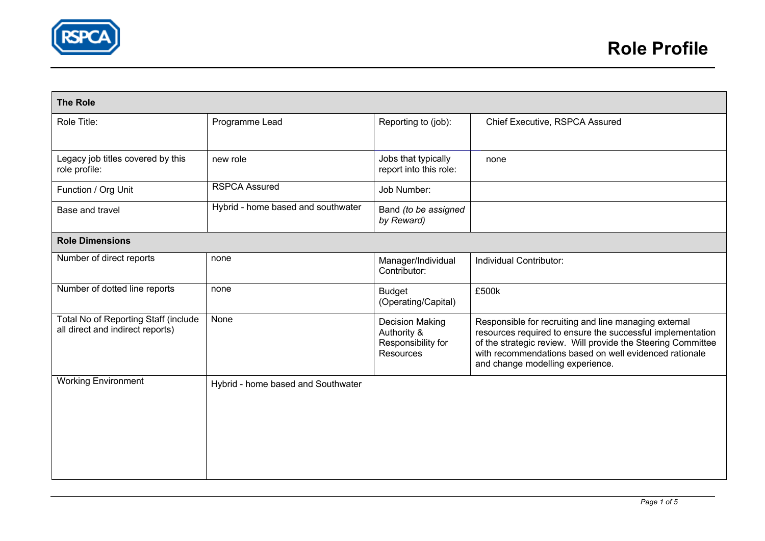# Role Profile

| The Role | | | |
|---|---|---|---|
| Role Title: | Programme Lead | Reporting to (job): | Chief Executive, RSPCA Assured |
| Legacy job titles covered by this role profile: | new role | Jobs that typically report into this role: | none |
| Function / Org Unit | RSPCA Assured | Job Number: | |
| Base and travel | Hybrid - home based and southwater | Band *(to be assigned by Reward)* | |
| **Role Dimensions** | | | |
| Number of direct reports | none | Manager/Individual Contributor: | Individual Contributor: |
| Number of dotted line reports | none | Budget (Operating/Capital) | £500k |
| Total No of Reporting Staff (include all direct and indirect reports) | None | Decision Making Authority & Responsibility for Resources | Responsible for recruiting and line managing external resources required to ensure the successful implementation of the strategic review. Will provide the Steering Committee with recommendations based on well evidenced rationale and change modelling experience. |
| Working Environment | Hybrid - home based and Southwater | | |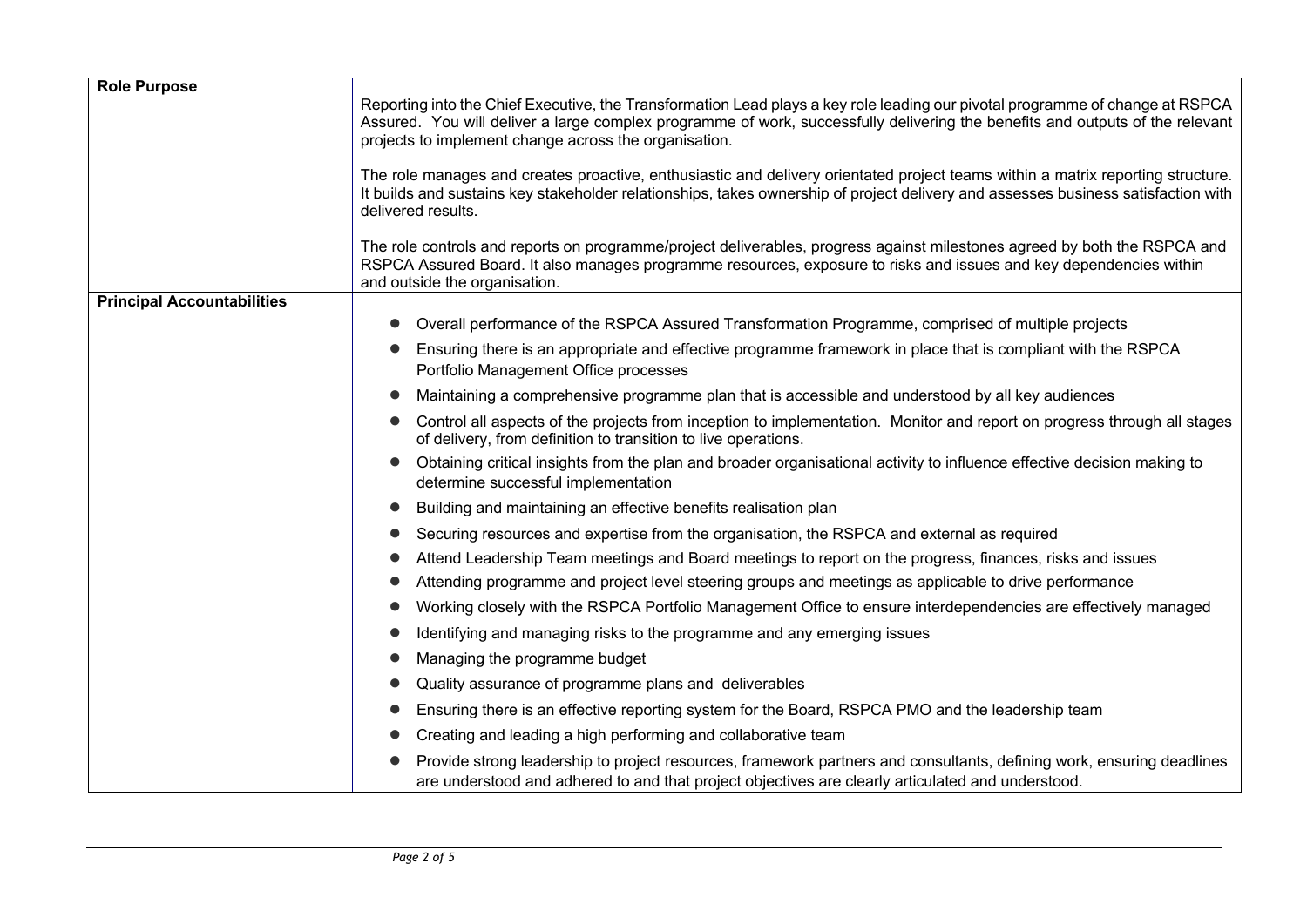| | |
|---|---|
| **Role Purpose** | Reporting into the Chief Executive, the Transformation Lead plays a key role leading our pivotal programme of change at RSPCA Assured. You will deliver a large complex programme of work, successfully delivering the benefits and outputs of the relevant projects to implement change across the organisation.<br><br>The role manages and creates proactive, enthusiastic and delivery orientated project teams within a matrix reporting structure. It builds and sustains key stakeholder relationships, takes ownership of project delivery and assesses business satisfaction with delivered results.<br><br>The role controls and reports on programme/project deliverables, progress against milestones agreed by both the RSPCA and RSPCA Assured Board. It also manages programme resources, exposure to risks and issues and key dependencies within and outside the organisation. |
| **Principal Accountabilities** | • Overall performance of the RSPCA Assured Transformation Programme, comprised of multiple projects<br>• Ensuring there is an appropriate and effective programme framework in place that is compliant with the RSPCA Portfolio Management Office processes<br>• Maintaining a comprehensive programme plan that is accessible and understood by all key audiences<br>• Control all aspects of the projects from inception to implementation. Monitor and report on progress through all stages of delivery, from definition to transition to live operations.<br>• Obtaining critical insights from the plan and broader organisational activity to influence effective decision making to determine successful implementation<br>• Building and maintaining an effective benefits realisation plan<br>• Securing resources and expertise from the organisation, the RSPCA and external as required<br>• Attend Leadership Team meetings and Board meetings to report on the progress, finances, risks and issues<br>• Attending programme and project level steering groups and meetings as applicable to drive performance<br>• Working closely with the RSPCA Portfolio Management Office to ensure interdependencies are effectively managed<br>• Identifying and managing risks to the programme and any emerging issues<br>• Managing the programme budget<br>• Quality assurance of programme plans and deliverables<br>• Ensuring there is an effective reporting system for the Board, RSPCA PMO and the leadership team<br>• Creating and leading a high performing and collaborative team<br>• Provide strong leadership to project resources, framework partners and consultants, defining work, ensuring deadlines are understood and adhered to and that project objectives are clearly articulated and understood. |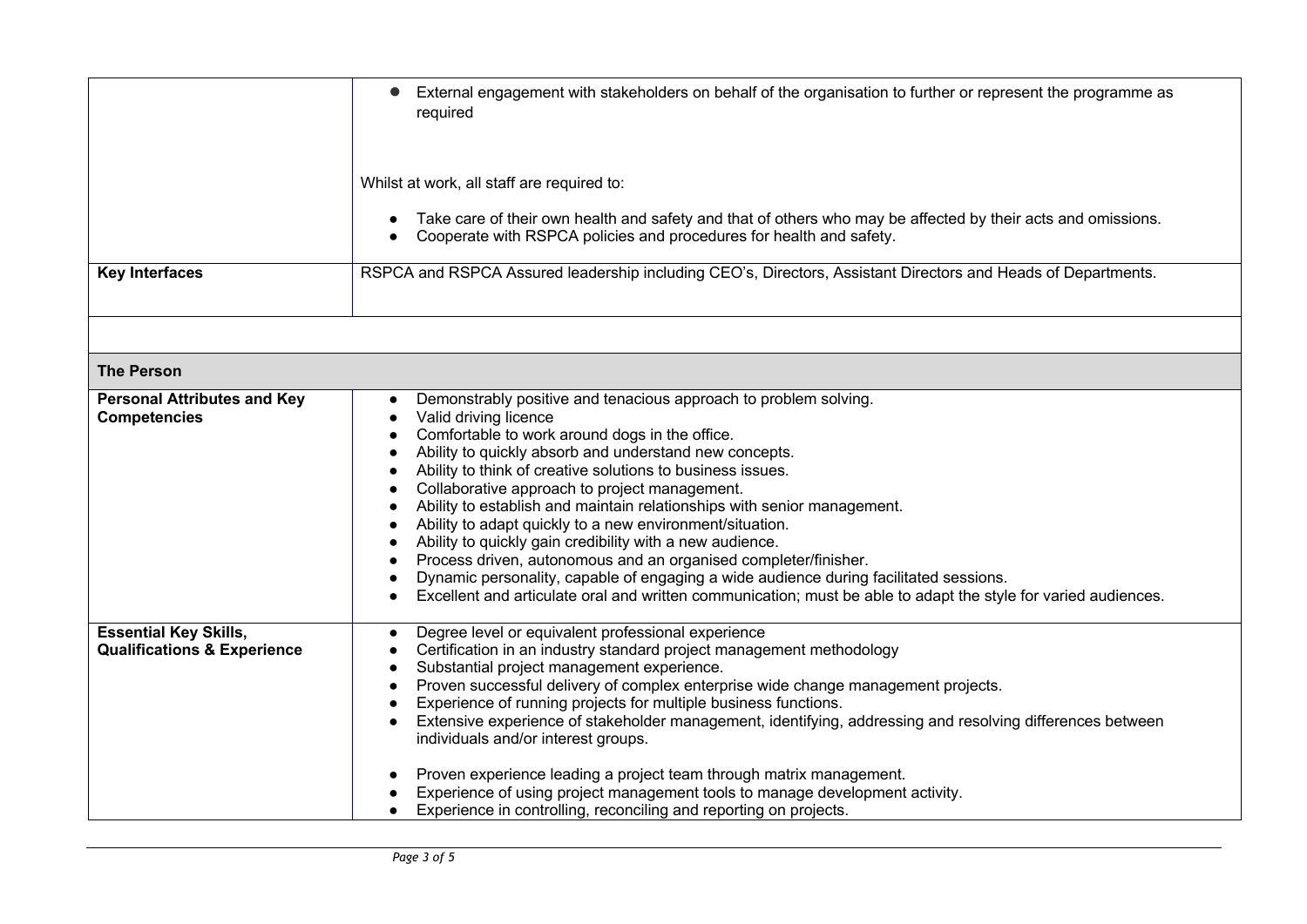| | |
|---|---|
| | • External engagement with stakeholders on behalf of the organisation to further or represent the programme as required<br><br>Whilst at work, all staff are required to:<br><br>• Take care of their own health and safety and that of others who may be affected by their acts and omissions.<br>• Cooperate with RSPCA policies and procedures for health and safety. |
| **Key Interfaces** | RSPCA and RSPCA Assured leadership including CEO's, Directors, Assistant Directors and Heads of Departments. |
| | |
| **The Person** | |
| **Personal Attributes and Key Competencies** | • Demonstrably positive and tenacious approach to problem solving.<br>• Valid driving licence<br>• Comfortable to work around dogs in the office.<br>• Ability to quickly absorb and understand new concepts.<br>• Ability to think of creative solutions to business issues.<br>• Collaborative approach to project management.<br>• Ability to establish and maintain relationships with senior management.<br>• Ability to adapt quickly to a new environment/situation.<br>• Ability to quickly gain credibility with a new audience.<br>• Process driven, autonomous and an organised completer/finisher.<br>• Dynamic personality, capable of engaging a wide audience during facilitated sessions.<br>• Excellent and articulate oral and written communication; must be able to adapt the style for varied audiences. |
| **Essential Key Skills, Qualifications & Experience** | • Degree level or equivalent professional experience<br>• Certification in an industry standard project management methodology<br>• Substantial project management experience.<br>• Proven successful delivery of complex enterprise wide change management projects.<br>• Experience of running projects for multiple business functions.<br>• Extensive experience of stakeholder management, identifying, addressing and resolving differences between individuals and/or interest groups.<br><br>• Proven experience leading a project team through matrix management.<br>• Experience of using project management tools to manage development activity.<br>• Experience in controlling, reconciling and reporting on projects. |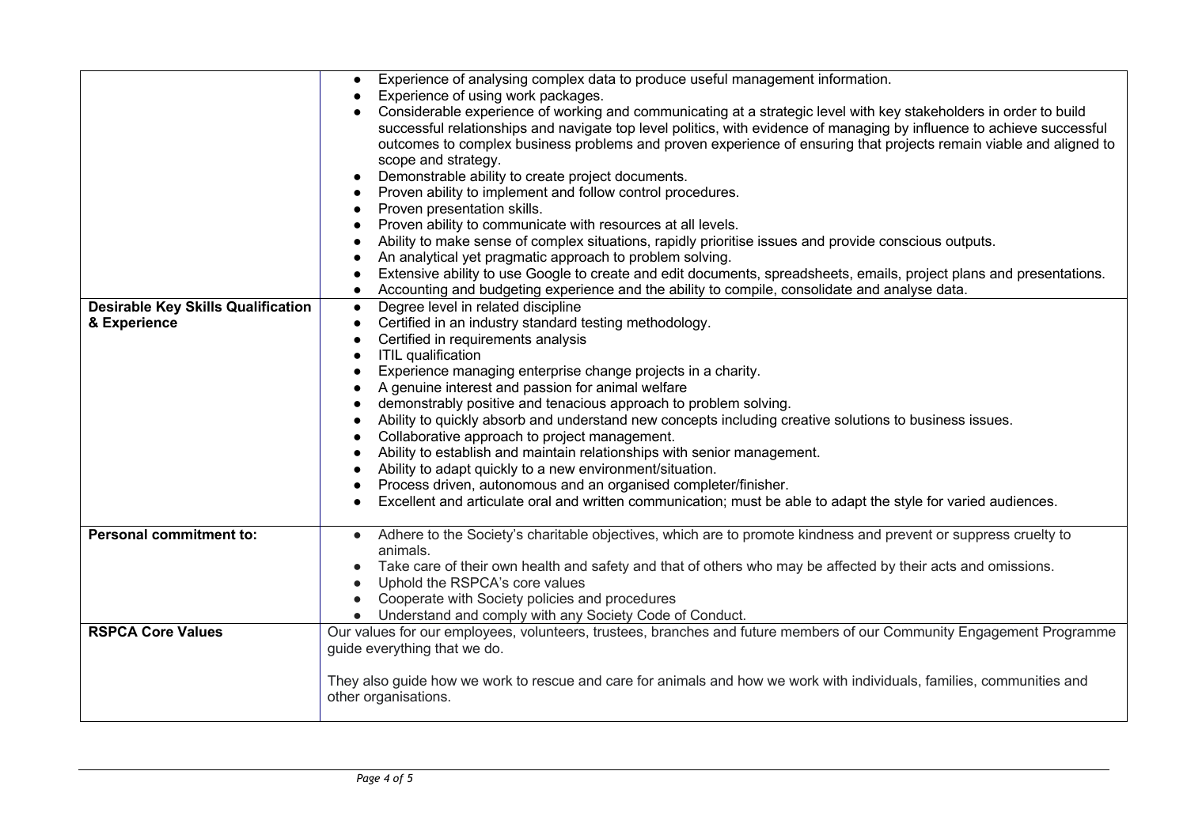| | |
|---|---|
| | • Experience of analysing complex data to produce useful management information.<br>• Experience of using work packages.<br>• Considerable experience of working and communicating at a strategic level with key stakeholders in order to build successful relationships and navigate top level politics, with evidence of managing by influence to achieve successful outcomes to complex business problems and proven experience of ensuring that projects remain viable and aligned to scope and strategy.<br>• Demonstrable ability to create project documents.<br>• Proven ability to implement and follow control procedures.<br>• Proven presentation skills.<br>• Proven ability to communicate with resources at all levels.<br>• Ability to make sense of complex situations, rapidly prioritise issues and provide conscious outputs.<br>• An analytical yet pragmatic approach to problem solving.<br>• Extensive ability to use Google to create and edit documents, spreadsheets, emails, project plans and presentations.<br>• Accounting and budgeting experience and the ability to compile, consolidate and analyse data. |
| **Desirable Key Skills Qualification & Experience** | • Degree level in related discipline<br>• Certified in an industry standard testing methodology.<br>• Certified in requirements analysis<br>• ITIL qualification<br>• Experience managing enterprise change projects in a charity.<br>• A genuine interest and passion for animal welfare<br>• demonstrably positive and tenacious approach to problem solving.<br>• Ability to quickly absorb and understand new concepts including creative solutions to business issues.<br>• Collaborative approach to project management.<br>• Ability to establish and maintain relationships with senior management.<br>• Ability to adapt quickly to a new environment/situation.<br>• Process driven, autonomous and an organised completer/finisher.<br>• Excellent and articulate oral and written communication; must be able to adapt the style for varied audiences. |
| **Personal commitment to:** | • Adhere to the Society's charitable objectives, which are to promote kindness and prevent or suppress cruelty to animals.<br>• Take care of their own health and safety and that of others who may be affected by their acts and omissions.<br>• Uphold the RSPCA's core values<br>• Cooperate with Society policies and procedures<br>• Understand and comply with any Society Code of Conduct. |
| **RSPCA Core Values** | Our values for our employees, volunteers, trustees, branches and future members of our Community Engagement Programme guide everything that we do.<br><br>They also guide how we work to rescue and care for animals and how we work with individuals, families, communities and other organisations. |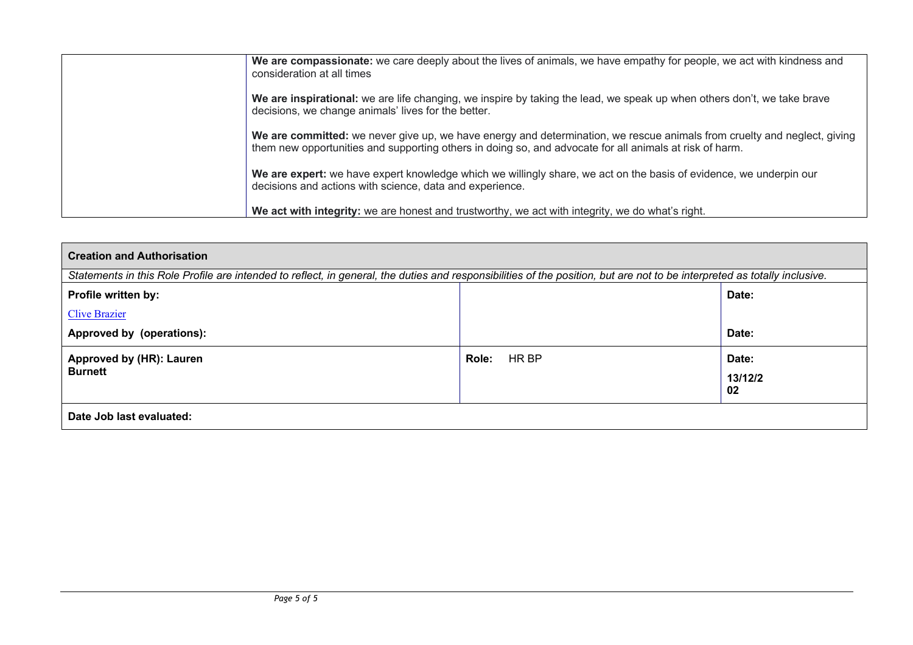| | |
|---|---|
| | **We are compassionate:** we care deeply about the lives of animals, we have empathy for people, we act with kindness and consideration at all times<br><br>**We are inspirational:** we are life changing, we inspire by taking the lead, we speak up when others don't, we take brave decisions, we change animals' lives for the better.<br><br>**We are committed:** we never give up, we have energy and determination, we rescue animals from cruelty and neglect, giving them new opportunities and supporting others in doing so, and advocate for all animals at risk of harm.<br><br>**We are expert:** we have expert knowledge which we willingly share, we act on the basis of evidence, we underpin our decisions and actions with science, data and experience.<br><br>**We act with integrity:** we are honest and trustworthy, we act with integrity, we do what's right. |

| **Creation and Authorisation** | | |
|---|---|---|
| *Statements in this Role Profile are intended to reflect, in general, the duties and responsibilities of the position, but are not to be interpreted as totally inclusive.* | | |
| **Profile written by:**<br>Clive Brazier<br>**Approved by (operations):** | | **Date:**<br><br>**Date:** |
| **Approved by (HR): Lauren Burnett** | **Role:** HR BP | **Date:**<br>**13/12/202** |
| **Date Job last evaluated:** | | |